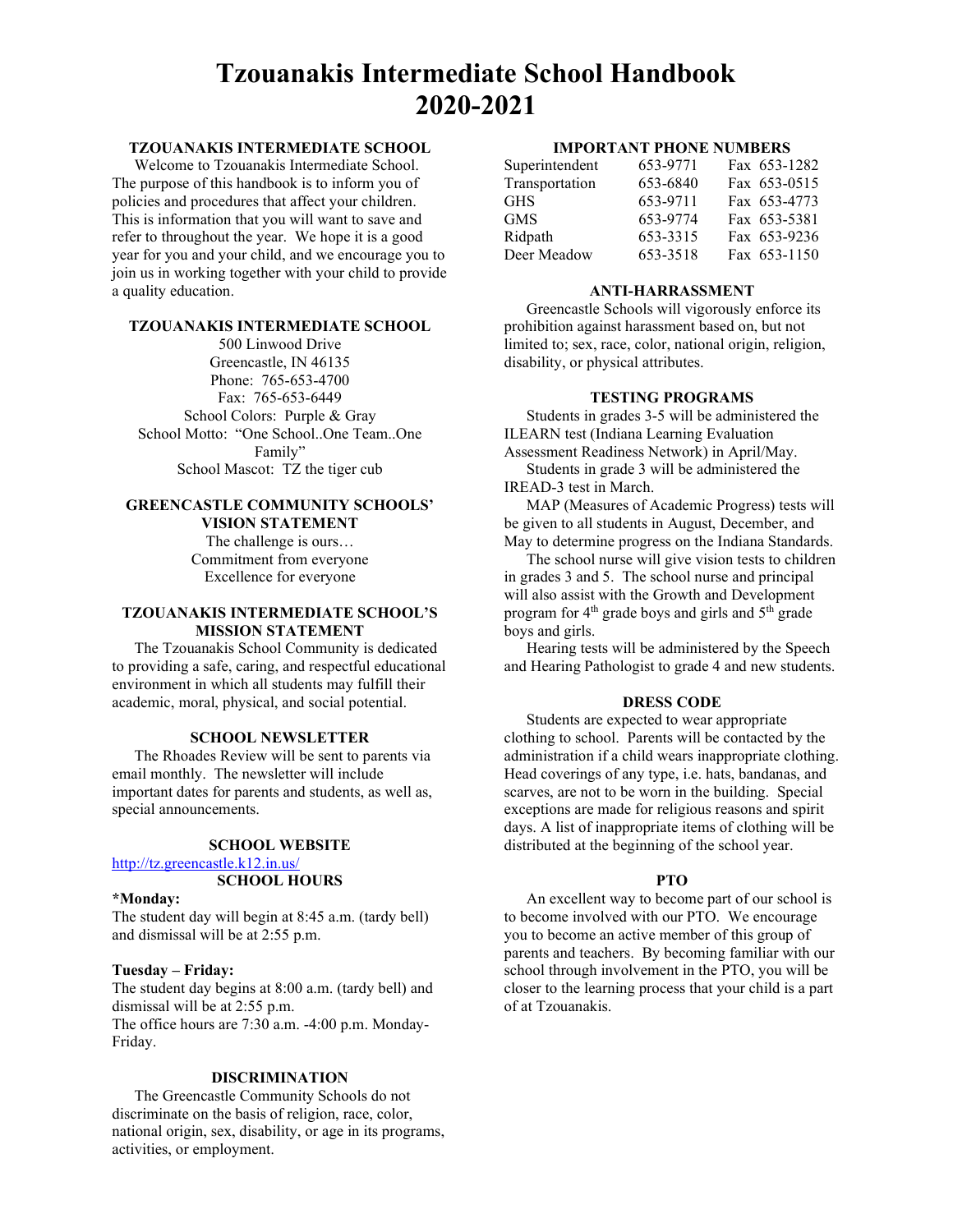# Tzouanakis Intermediate School Handbook 2020-2021

## TZOUANAKIS INTERMEDIATE SCHOOL

Welcome to Tzouanakis Intermediate School. The purpose of this handbook is to inform you of policies and procedures that affect your children. This is information that you will want to save and refer to throughout the year. We hope it is a good year for you and your child, and we encourage you to join us in working together with your child to provide a quality education.

## TZOUANAKIS INTERMEDIATE SCHOOL

500 Linwood Drive
Greencastle, IN 46135
Phone: 765-653-4700
Fax: 765-653-6449
School Colors: Purple & Gray
School Motto: "One School..One Team..One Family"
School Mascot: TZ the tiger cub

## GREENCASTLE COMMUNITY SCHOOLS' VISION STATEMENT

The challenge is ours…
Commitment from everyone
Excellence for everyone

## TZOUANAKIS INTERMEDIATE SCHOOL'S MISSION STATEMENT

The Tzouanakis School Community is dedicated to providing a safe, caring, and respectful educational environment in which all students may fulfill their academic, moral, physical, and social potential.

## SCHOOL NEWSLETTER

The Rhoades Review will be sent to parents via email monthly. The newsletter will include important dates for parents and students, as well as, special announcements.

## SCHOOL WEBSITE

http://tz.greencastle.k12.in.us/

## SCHOOL HOURS

**\*Monday:**
The student day will begin at 8:45 a.m. (tardy bell) and dismissal will be at 2:55 p.m.

**Tuesday – Friday:**
The student day begins at 8:00 a.m. (tardy bell) and dismissal will be at 2:55 p.m.
The office hours are 7:30 a.m. -4:00 p.m. Monday-Friday.

## DISCRIMINATION

The Greencastle Community Schools do not discriminate on the basis of religion, race, color, national origin, sex, disability, or age in its programs, activities, or employment.

## IMPORTANT PHONE NUMBERS

| | | |
|---|---|---|
| Superintendent | 653-9771 | Fax 653-1282 |
| Transportation | 653-6840 | Fax 653-0515 |
| GHS | 653-9711 | Fax 653-4773 |
| GMS | 653-9774 | Fax 653-5381 |
| Ridpath | 653-3315 | Fax 653-9236 |
| Deer Meadow | 653-3518 | Fax 653-1150 |

## ANTI-HARRASSMENT

Greencastle Schools will vigorously enforce its prohibition against harassment based on, but not limited to; sex, race, color, national origin, religion, disability, or physical attributes.

## TESTING PROGRAMS

Students in grades 3-5 will be administered the ILEARN test (Indiana Learning Evaluation Assessment Readiness Network) in April/May.

Students in grade 3 will be administered the IREAD-3 test in March.

MAP (Measures of Academic Progress) tests will be given to all students in August, December, and May to determine progress on the Indiana Standards.

The school nurse will give vision tests to children in grades 3 and 5. The school nurse and principal will also assist with the Growth and Development program for 4th grade boys and girls and 5th grade boys and girls.

Hearing tests will be administered by the Speech and Hearing Pathologist to grade 4 and new students.

## DRESS CODE

Students are expected to wear appropriate clothing to school. Parents will be contacted by the administration if a child wears inappropriate clothing. Head coverings of any type, i.e. hats, bandanas, and scarves, are not to be worn in the building. Special exceptions are made for religious reasons and spirit days. A list of inappropriate items of clothing will be distributed at the beginning of the school year.

## PTO

An excellent way to become part of our school is to become involved with our PTO. We encourage you to become an active member of this group of parents and teachers. By becoming familiar with our school through involvement in the PTO, you will be closer to the learning process that your child is a part of at Tzouanakis.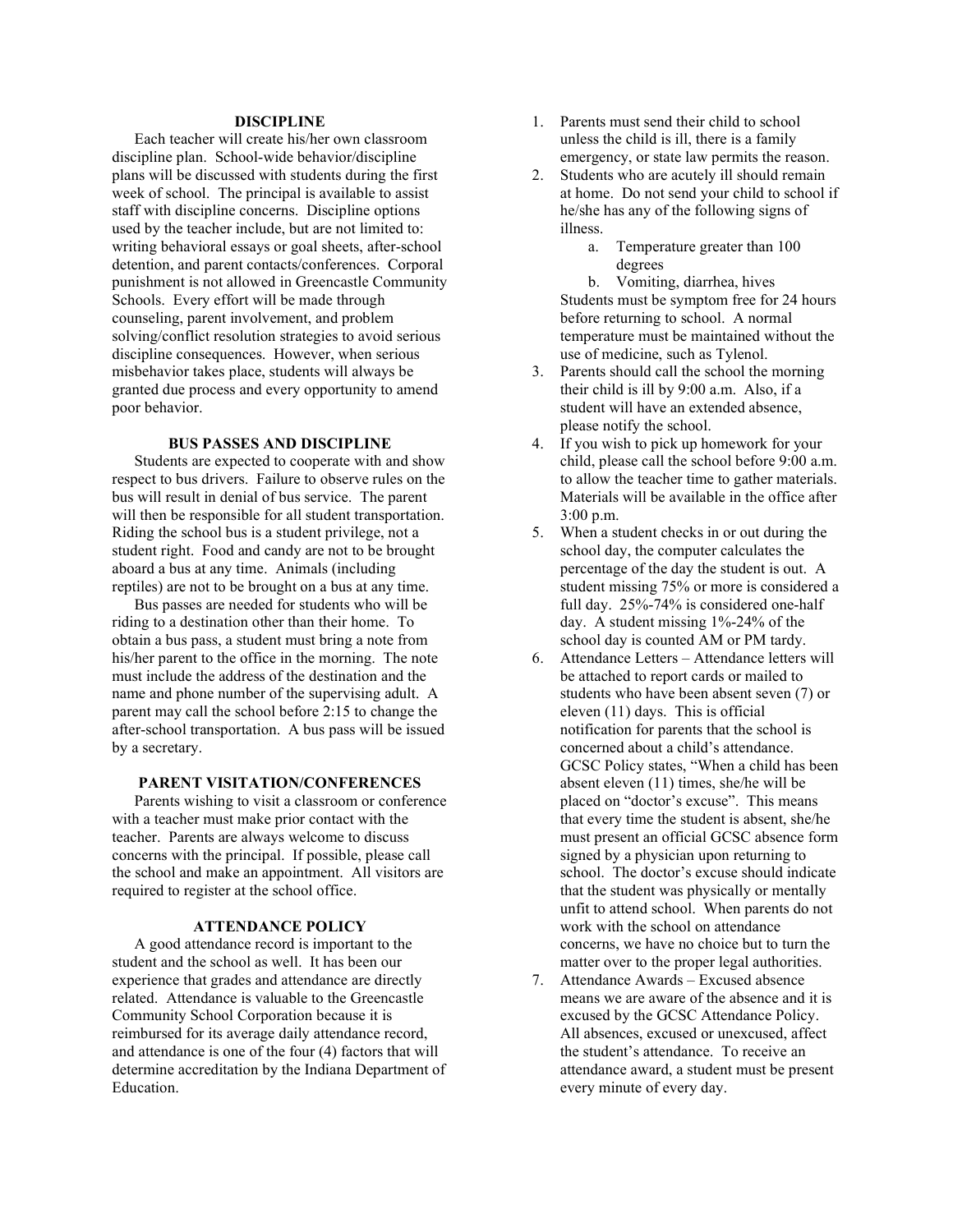## DISCIPLINE

Each teacher will create his/her own classroom discipline plan. School-wide behavior/discipline plans will be discussed with students during the first week of school. The principal is available to assist staff with discipline concerns. Discipline options used by the teacher include, but are not limited to: writing behavioral essays or goal sheets, after-school detention, and parent contacts/conferences. Corporal punishment is not allowed in Greencastle Community Schools. Every effort will be made through counseling, parent involvement, and problem solving/conflict resolution strategies to avoid serious discipline consequences. However, when serious misbehavior takes place, students will always be granted due process and every opportunity to amend poor behavior.

## BUS PASSES AND DISCIPLINE

Students are expected to cooperate with and show respect to bus drivers. Failure to observe rules on the bus will result in denial of bus service. The parent will then be responsible for all student transportation. Riding the school bus is a student privilege, not a student right. Food and candy are not to be brought aboard a bus at any time. Animals (including reptiles) are not to be brought on a bus at any time.

Bus passes are needed for students who will be riding to a destination other than their home. To obtain a bus pass, a student must bring a note from his/her parent to the office in the morning. The note must include the address of the destination and the name and phone number of the supervising adult. A parent may call the school before 2:15 to change the after-school transportation. A bus pass will be issued by a secretary.

## PARENT VISITATION/CONFERENCES

Parents wishing to visit a classroom or conference with a teacher must make prior contact with the teacher. Parents are always welcome to discuss concerns with the principal. If possible, please call the school and make an appointment. All visitors are required to register at the school office.

## ATTENDANCE POLICY

A good attendance record is important to the student and the school as well. It has been our experience that grades and attendance are directly related. Attendance is valuable to the Greencastle Community School Corporation because it is reimbursed for its average daily attendance record, and attendance is one of the four (4) factors that will determine accreditation by the Indiana Department of Education.

1. Parents must send their child to school unless the child is ill, there is a family emergency, or state law permits the reason.
2. Students who are acutely ill should remain at home. Do not send your child to school if he/she has any of the following signs of illness.
    a. Temperature greater than 100 degrees
    b. Vomiting, diarrhea, hives

    Students must be symptom free for 24 hours before returning to school. A normal temperature must be maintained without the use of medicine, such as Tylenol.
3. Parents should call the school the morning their child is ill by 9:00 a.m. Also, if a student will have an extended absence, please notify the school.
4. If you wish to pick up homework for your child, please call the school before 9:00 a.m. to allow the teacher time to gather materials. Materials will be available in the office after 3:00 p.m.
5. When a student checks in or out during the school day, the computer calculates the percentage of the day the student is out. A student missing 75% or more is considered a full day. 25%-74% is considered one-half day. A student missing 1%-24% of the school day is counted AM or PM tardy.
6. Attendance Letters – Attendance letters will be attached to report cards or mailed to students who have been absent seven (7) or eleven (11) days. This is official notification for parents that the school is concerned about a child's attendance. GCSC Policy states, "When a child has been absent eleven (11) times, she/he will be placed on "doctor's excuse". This means that every time the student is absent, she/he must present an official GCSC absence form signed by a physician upon returning to school. The doctor's excuse should indicate that the student was physically or mentally unfit to attend school. When parents do not work with the school on attendance concerns, we have no choice but to turn the matter over to the proper legal authorities.
7. Attendance Awards – Excused absence means we are aware of the absence and it is excused by the GCSC Attendance Policy. All absences, excused or unexcused, affect the student's attendance. To receive an attendance award, a student must be present every minute of every day.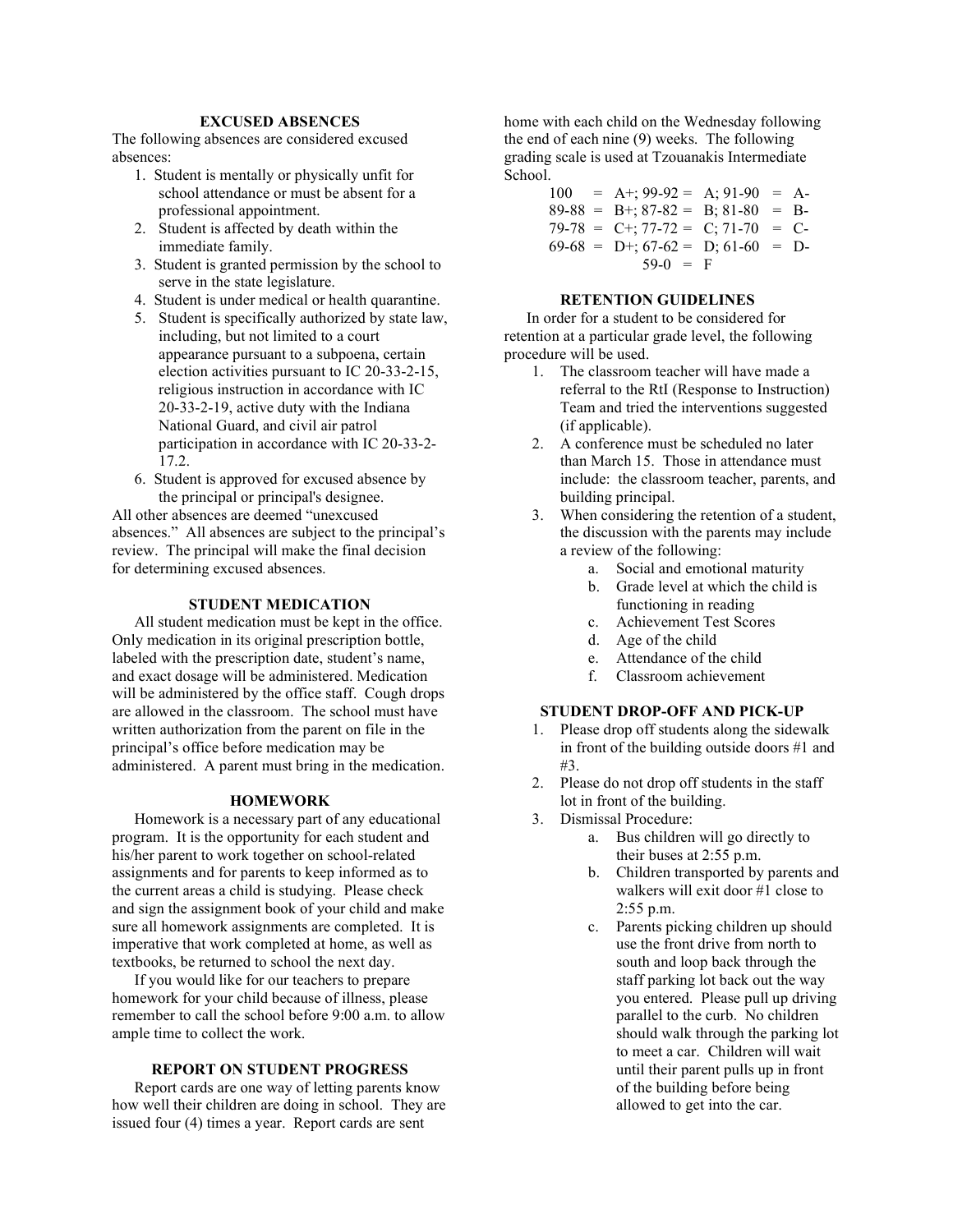## EXCUSED ABSENCES

The following absences are considered excused absences:

1. Student is mentally or physically unfit for school attendance or must be absent for a professional appointment.
2. Student is affected by death within the immediate family.
3. Student is granted permission by the school to serve in the state legislature.
4. Student is under medical or health quarantine.
5. Student is specifically authorized by state law, including, but not limited to a court appearance pursuant to a subpoena, certain election activities pursuant to IC 20-33-2-15, religious instruction in accordance with IC 20-33-2-19, active duty with the Indiana National Guard, and civil air patrol participation in accordance with IC 20-33-2-17.2.
6. Student is approved for excused absence by the principal or principal's designee.

All other absences are deemed "unexcused absences." All absences are subject to the principal's review. The principal will make the final decision for determining excused absences.

## STUDENT MEDICATION

All student medication must be kept in the office. Only medication in its original prescription bottle, labeled with the prescription date, student's name, and exact dosage will be administered. Medication will be administered by the office staff. Cough drops are allowed in the classroom. The school must have written authorization from the parent on file in the principal's office before medication may be administered. A parent must bring in the medication.

## HOMEWORK

Homework is a necessary part of any educational program. It is the opportunity for each student and his/her parent to work together on school-related assignments and for parents to keep informed as to the current areas a child is studying. Please check and sign the assignment book of your child and make sure all homework assignments are completed. It is imperative that work completed at home, as well as textbooks, be returned to school the next day.

If you would like for our teachers to prepare homework for your child because of illness, please remember to call the school before 9:00 a.m. to allow ample time to collect the work.

## REPORT ON STUDENT PROGRESS

Report cards are one way of letting parents know how well their children are doing in school. They are issued four (4) times a year. Report cards are sent home with each child on the Wednesday following the end of each nine (9) weeks. The following grading scale is used at Tzouanakis Intermediate School.

100 = A+; 99-92 = A; 91-90 = A-
89-88 = B+; 87-82 = B; 81-80 = B-
79-78 = C+; 77-72 = C; 71-70 = C-
69-68 = D+; 67-62 = D; 61-60 = D-
59-0 = F

## RETENTION GUIDELINES

In order for a student to be considered for retention at a particular grade level, the following procedure will be used.

1. The classroom teacher will have made a referral to the RtI (Response to Instruction) Team and tried the interventions suggested (if applicable).
2. A conference must be scheduled no later than March 15. Those in attendance must include: the classroom teacher, parents, and building principal.
3. When considering the retention of a student, the discussion with the parents may include a review of the following:
   a. Social and emotional maturity
   b. Grade level at which the child is functioning in reading
   c. Achievement Test Scores
   d. Age of the child
   e. Attendance of the child
   f. Classroom achievement

## STUDENT DROP-OFF AND PICK-UP

1. Please drop off students along the sidewalk in front of the building outside doors #1 and #3.
2. Please do not drop off students in the staff lot in front of the building.
3. Dismissal Procedure:
   a. Bus children will go directly to their buses at 2:55 p.m.
   b. Children transported by parents and walkers will exit door #1 close to 2:55 p.m.
   c. Parents picking children up should use the front drive from north to south and loop back through the staff parking lot back out the way you entered. Please pull up driving parallel to the curb. No children should walk through the parking lot to meet a car. Children will wait until their parent pulls up in front of the building before being allowed to get into the car.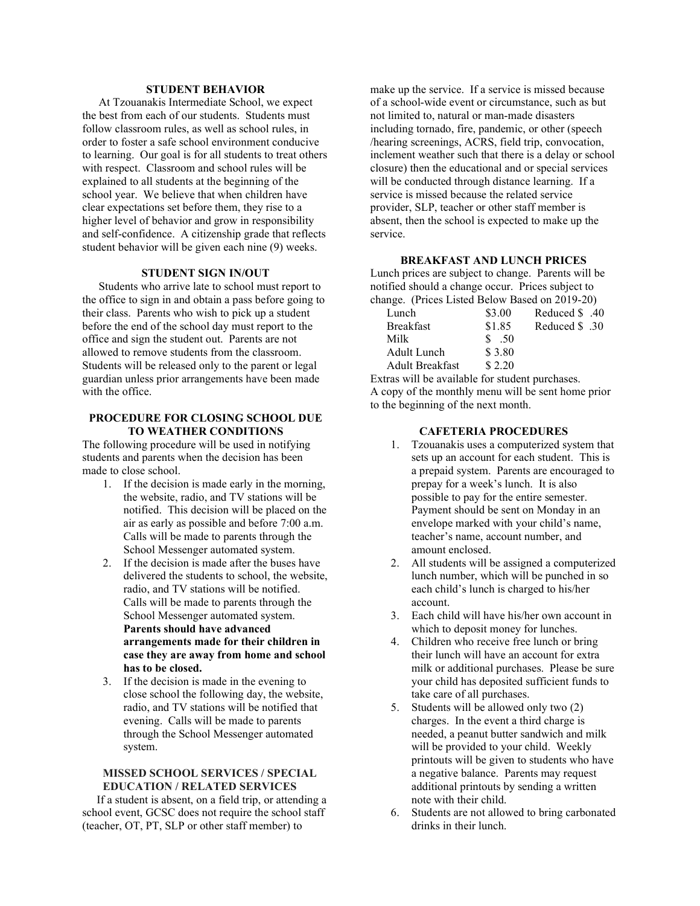## STUDENT BEHAVIOR

At Tzouanakis Intermediate School, we expect the best from each of our students. Students must follow classroom rules, as well as school rules, in order to foster a safe school environment conducive to learning. Our goal is for all students to treat others with respect. Classroom and school rules will be explained to all students at the beginning of the school year. We believe that when children have clear expectations set before them, they rise to a higher level of behavior and grow in responsibility and self-confidence. A citizenship grade that reflects student behavior will be given each nine (9) weeks.

## STUDENT SIGN IN/OUT

Students who arrive late to school must report to the office to sign in and obtain a pass before going to their class. Parents who wish to pick up a student before the end of the school day must report to the office and sign the student out. Parents are not allowed to remove students from the classroom. Students will be released only to the parent or legal guardian unless prior arrangements have been made with the office.

## PROCEDURE FOR CLOSING SCHOOL DUE TO WEATHER CONDITIONS

The following procedure will be used in notifying students and parents when the decision has been made to close school.

1. If the decision is made early in the morning, the website, radio, and TV stations will be notified. This decision will be placed on the air as early as possible and before 7:00 a.m. Calls will be made to parents through the School Messenger automated system.
2. If the decision is made after the buses have delivered the students to school, the website, radio, and TV stations will be notified. Calls will be made to parents through the School Messenger automated system. **Parents should have advanced arrangements made for their children in case they are away from home and school has to be closed.**
3. If the decision is made in the evening to close school the following day, the website, radio, and TV stations will be notified that evening. Calls will be made to parents through the School Messenger automated system.

## MISSED SCHOOL SERVICES / SPECIAL EDUCATION / RELATED SERVICES

If a student is absent, on a field trip, or attending a school event, GCSC does not require the school staff (teacher, OT, PT, SLP or other staff member) to make up the service. If a service is missed because of a school-wide event or circumstance, such as but not limited to, natural or man-made disasters including tornado, fire, pandemic, or other (speech /hearing screenings, ACRS, field trip, convocation, inclement weather such that there is a delay or school closure) then the educational and or special services will be conducted through distance learning. If a service is missed because the related service provider, SLP, teacher or other staff member is absent, then the school is expected to make up the service.

## BREAKFAST AND LUNCH PRICES

Lunch prices are subject to change. Parents will be notified should a change occur. Prices subject to change. (Prices Listed Below Based on 2019-20)

| | | |
|---|---|---|
| Lunch | $3.00 | Reduced $ .40 |
| Breakfast | $1.85 | Reduced $ .30 |
| Milk | $ .50 | |
| Adult Lunch | $ 3.80 | |
| Adult Breakfast | $ 2.20 | |

Extras will be available for student purchases.
A copy of the monthly menu will be sent home prior to the beginning of the next month.

## CAFETERIA PROCEDURES

1. Tzouanakis uses a computerized system that sets up an account for each student. This is a prepaid system. Parents are encouraged to prepay for a week's lunch. It is also possible to pay for the entire semester. Payment should be sent on Monday in an envelope marked with your child's name, teacher's name, account number, and amount enclosed.
2. All students will be assigned a computerized lunch number, which will be punched in so each child's lunch is charged to his/her account.
3. Each child will have his/her own account in which to deposit money for lunches.
4. Children who receive free lunch or bring their lunch will have an account for extra milk or additional purchases. Please be sure your child has deposited sufficient funds to take care of all purchases.
5. Students will be allowed only two (2) charges. In the event a third charge is needed, a peanut butter sandwich and milk will be provided to your child. Weekly printouts will be given to students who have a negative balance. Parents may request additional printouts by sending a written note with their child.
6. Students are not allowed to bring carbonated drinks in their lunch.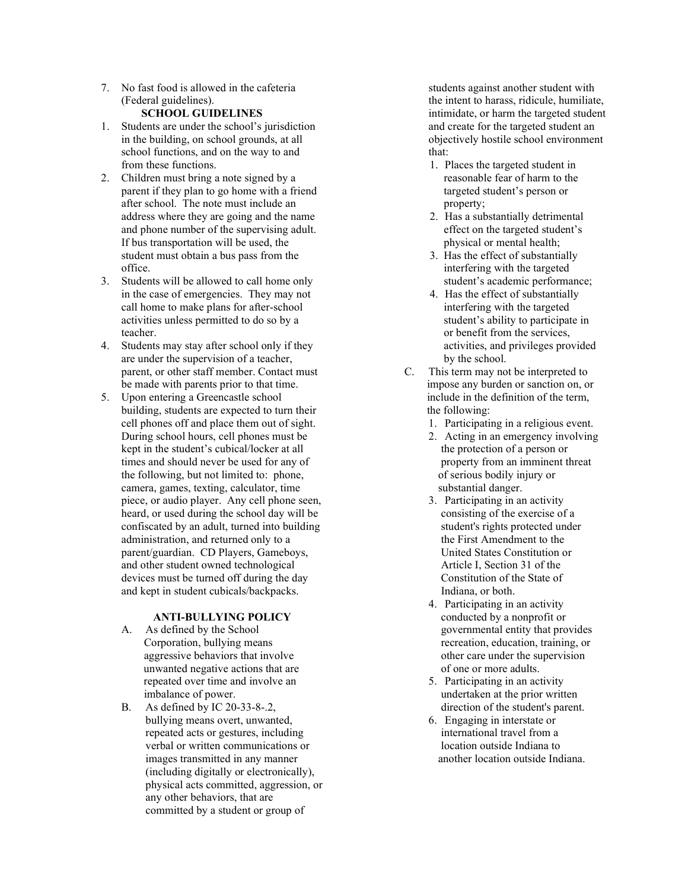7. No fast food is allowed in the cafeteria (Federal guidelines).

## SCHOOL GUIDELINES

1. Students are under the school's jurisdiction in the building, on school grounds, at all school functions, and on the way to and from these functions.
2. Children must bring a note signed by a parent if they plan to go home with a friend after school. The note must include an address where they are going and the name and phone number of the supervising adult. If bus transportation will be used, the student must obtain a bus pass from the office.
3. Students will be allowed to call home only in the case of emergencies. They may not call home to make plans for after-school activities unless permitted to do so by a teacher.
4. Students may stay after school only if they are under the supervision of a teacher, parent, or other staff member. Contact must be made with parents prior to that time.
5. Upon entering a Greencastle school building, students are expected to turn their cell phones off and place them out of sight. During school hours, cell phones must be kept in the student's cubical/locker at all times and should never be used for any of the following, but not limited to: phone, camera, games, texting, calculator, time piece, or audio player. Any cell phone seen, heard, or used during the school day will be confiscated by an adult, turned into building administration, and returned only to a parent/guardian. CD Players, Gameboys, and other student owned technological devices must be turned off during the day and kept in student cubicals/backpacks.

## ANTI-BULLYING POLICY

A. As defined by the School Corporation, bullying means aggressive behaviors that involve unwanted negative actions that are repeated over time and involve an imbalance of power.

B. As defined by IC 20-33-8-.2, bullying means overt, unwanted, repeated acts or gestures, including verbal or written communications or images transmitted in any manner (including digitally or electronically), physical acts committed, aggression, or any other behaviors, that are committed by a student or group of students against another student with the intent to harass, ridicule, humiliate, intimidate, or harm the targeted student and create for the targeted student an objectively hostile school environment that:

1. Places the targeted student in reasonable fear of harm to the targeted student's person or property;
2. Has a substantially detrimental effect on the targeted student's physical or mental health;
3. Has the effect of substantially interfering with the targeted student's academic performance;
4. Has the effect of substantially interfering with the targeted student's ability to participate in or benefit from the services, activities, and privileges provided by the school.

C. This term may not be interpreted to impose any burden or sanction on, or include in the definition of the term, the following:

1. Participating in a religious event.
2. Acting in an emergency involving the protection of a person or property from an imminent threat of serious bodily injury or substantial danger.
3. Participating in an activity consisting of the exercise of a student's rights protected under the First Amendment to the United States Constitution or Article I, Section 31 of the Constitution of the State of Indiana, or both.
4. Participating in an activity conducted by a nonprofit or governmental entity that provides recreation, education, training, or other care under the supervision of one or more adults.
5. Participating in an activity undertaken at the prior written direction of the student's parent.
6. Engaging in interstate or international travel from a location outside Indiana to another location outside Indiana.